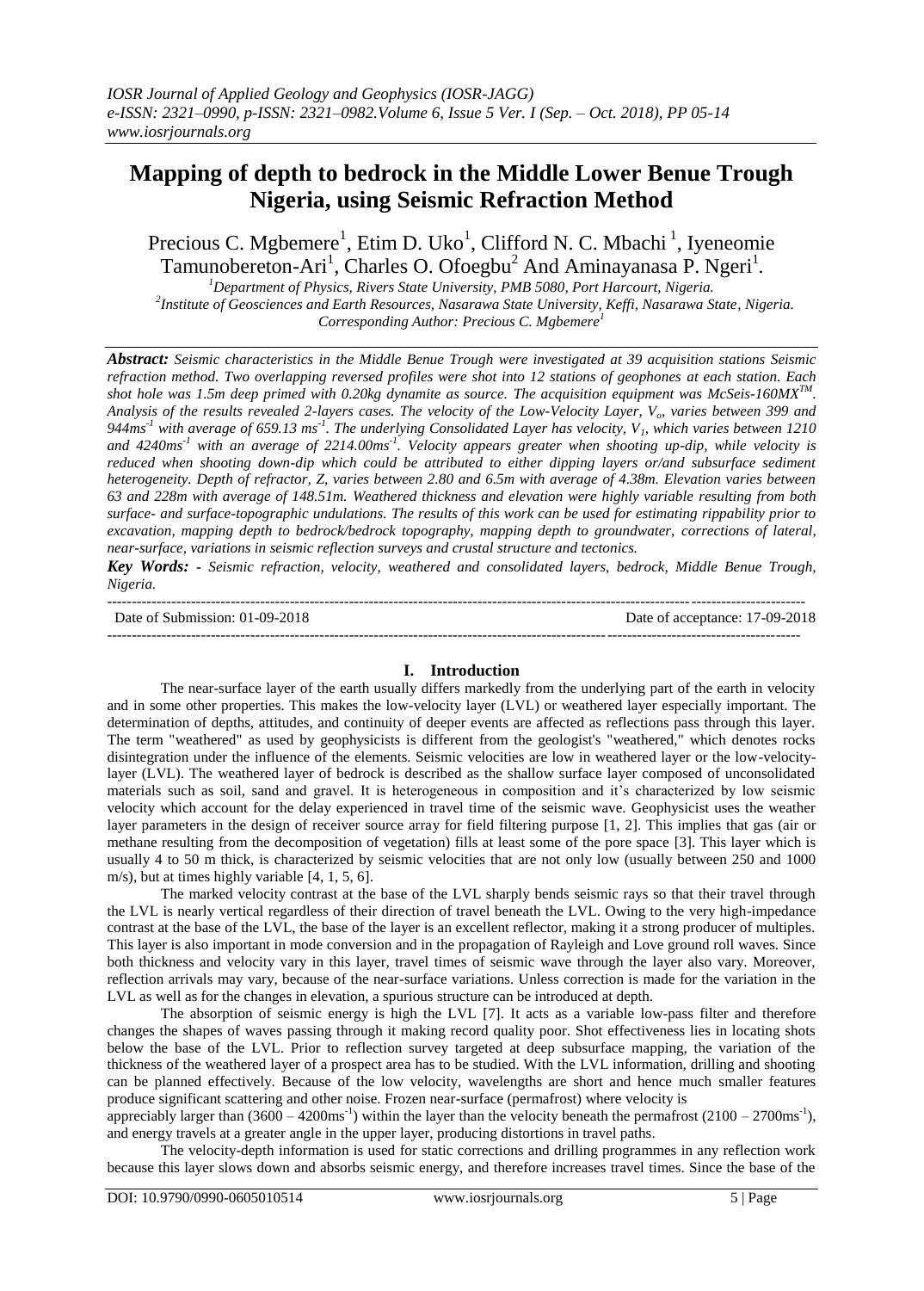# Mapping of depth to bedrock in the Middle Lower Benue Trough Nigeria, using Seismic Refraction Method

Precious C. Mgbemere[1], Etim D. Uko[1], Clifford N. C. Mbachi [1], Iyeneomie Tamunobereton-Ari[1], Charles O. Ofoegbu[2] And Aminayanasa P. Ngeri[1].

[1]Department of Physics, Rivers State University, PMB 5080, Port Harcourt, Nigeria.
[2]Institute of Geosciences and Earth Resources, Nasarawa State University, Keffi, Nasarawa State, Nigeria.
Corresponding Author: Precious C. Mgbemere[1]

***Abstract:*** *Seismic characteristics in the Middle Benue Trough were investigated at 39 acquisition stations Seismic refraction method. Two overlapping reversed profiles were shot into 12 stations of geophones at each station. Each shot hole was 1.5m deep primed with 0.20kg dynamite as source. The acquisition equipment was McSeis-160MX™. Analysis of the results revealed 2-layers cases. The velocity of the Low-Velocity Layer, $V_o$, varies between 399 and 944ms$^{-1}$ with average of 659.13 ms$^{-1}$. The underlying Consolidated Layer has velocity, $V_1$, which varies between 1210 and 4240ms$^{-1}$ with an average of 2214.00ms$^{-1}$. Velocity appears greater when shooting up-dip, while velocity is reduced when shooting down-dip which could be attributed to either dipping layers or/and subsurface sediment heterogeneity. Depth of refractor, Z, varies between 2.80 and 6.5m with average of 4.38m. Elevation varies between 63 and 228m with average of 148.51m. Weathered thickness and elevation were highly variable resulting from both surface- and surface-topographic undulations. The results of this work can be used for estimating rippability prior to excavation, mapping depth to bedrock/bedrock topography, mapping depth to groundwater, corrections of lateral, near-surface, variations in seismic reflection surveys and crustal structure and tectonics.*

***Key Words:*** *- Seismic refraction, velocity, weathered and consolidated layers, bedrock, Middle Benue Trough, Nigeria.*

---

Date of Submission: 01-09-2018 | Date of acceptance: 17-09-2018

---

## I. Introduction

The near-surface layer of the earth usually differs markedly from the underlying part of the earth in velocity and in some other properties. This makes the low-velocity layer (LVL) or weathered layer especially important. The determination of depths, attitudes, and continuity of deeper events are affected as reflections pass through this layer. The term "weathered" as used by geophysicists is different from the geologist's "weathered," which denotes rocks disintegration under the influence of the elements. Seismic velocities are low in weathered layer or the low-velocity-layer (LVL). The weathered layer of bedrock is described as the shallow surface layer composed of unconsolidated materials such as soil, sand and gravel. It is heterogeneous in composition and it's characterized by low seismic velocity which account for the delay experienced in travel time of the seismic wave. Geophysicist uses the weather layer parameters in the design of receiver source array for field filtering purpose [1, 2]. This implies that gas (air or methane resulting from the decomposition of vegetation) fills at least some of the pore space [3]. This layer which is usually 4 to 50 m thick, is characterized by seismic velocities that are not only low (usually between 250 and 1000 m/s), but at times highly variable [4, 1, 5, 6].

The marked velocity contrast at the base of the LVL sharply bends seismic rays so that their travel through the LVL is nearly vertical regardless of their direction of travel beneath the LVL. Owing to the very high-impedance contrast at the base of the LVL, the base of the layer is an excellent reflector, making it a strong producer of multiples. This layer is also important in mode conversion and in the propagation of Rayleigh and Love ground roll waves. Since both thickness and velocity vary in this layer, travel times of seismic wave through the layer also vary. Moreover, reflection arrivals may vary, because of the near-surface variations. Unless correction is made for the variation in the LVL as well as for the changes in elevation, a spurious structure can be introduced at depth.

The absorption of seismic energy is high the LVL [7]. It acts as a variable low-pass filter and therefore changes the shapes of waves passing through it making record quality poor. Shot effectiveness lies in locating shots below the base of the LVL. Prior to reflection survey targeted at deep subsurface mapping, the variation of the thickness of the weathered layer of a prospect area has to be studied. With the LVL information, drilling and shooting can be planned effectively. Because of the low velocity, wavelengths are short and hence much smaller features produce significant scattering and other noise. Frozen near-surface (permafrost) where velocity is appreciably larger than (3600 – 4200ms$^{-1}$) within the layer than the velocity beneath the permafrost (2100 – 2700ms$^{-1}$), and energy travels at a greater angle in the upper layer, producing distortions in travel paths.

The velocity-depth information is used for static corrections and drilling programmes in any reflection work because this layer slows down and absorbs seismic energy, and therefore increases travel times. Since the base of the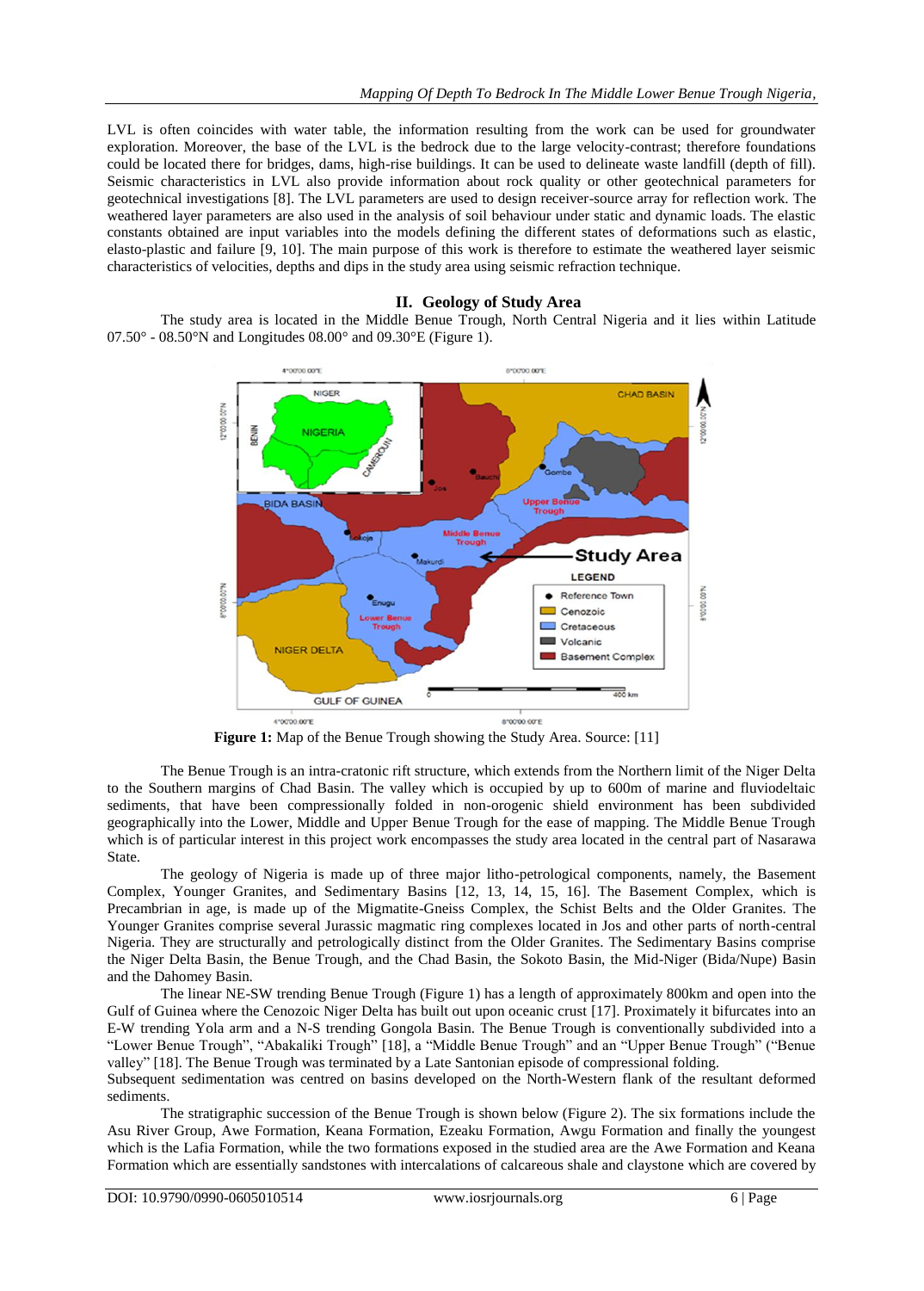LVL is often coincides with water table, the information resulting from the work can be used for groundwater exploration. Moreover, the base of the LVL is the bedrock due to the large velocity-contrast; therefore foundations could be located there for bridges, dams, high-rise buildings. It can be used to delineate waste landfill (depth of fill). Seismic characteristics in LVL also provide information about rock quality or other geotechnical parameters for geotechnical investigations [8]. The LVL parameters are used to design receiver-source array for reflection work. The weathered layer parameters are also used in the analysis of soil behaviour under static and dynamic loads. The elastic constants obtained are input variables into the models defining the different states of deformations such as elastic, elasto-plastic and failure [9, 10]. The main purpose of this work is therefore to estimate the weathered layer seismic characteristics of velocities, depths and dips in the study area using seismic refraction technique.

## II. Geology of Study Area

The study area is located in the Middle Benue Trough, North Central Nigeria and it lies within Latitude 07.50° - 08.50°N and Longitudes 08.00° and 09.30°E (Figure 1).

**Figure 1:** Map of the Benue Trough showing the Study Area. Source: [11]

The Benue Trough is an intra-cratonic rift structure, which extends from the Northern limit of the Niger Delta to the Southern margins of Chad Basin. The valley which is occupied by up to 600m of marine and fluviodeltaic sediments, that have been compressionally folded in non-orogenic shield environment has been subdivided geographically into the Lower, Middle and Upper Benue Trough for the ease of mapping. The Middle Benue Trough which is of particular interest in this project work encompasses the study area located in the central part of Nasarawa State.

The geology of Nigeria is made up of three major litho-petrological components, namely, the Basement Complex, Younger Granites, and Sedimentary Basins [12, 13, 14, 15, 16]. The Basement Complex, which is Precambrian in age, is made up of the Migmatite-Gneiss Complex, the Schist Belts and the Older Granites. The Younger Granites comprise several Jurassic magmatic ring complexes located in Jos and other parts of north-central Nigeria. They are structurally and petrologically distinct from the Older Granites. The Sedimentary Basins comprise the Niger Delta Basin, the Benue Trough, and the Chad Basin, the Sokoto Basin, the Mid-Niger (Bida/Nupe) Basin and the Dahomey Basin.

The linear NE-SW trending Benue Trough (Figure 1) has a length of approximately 800km and open into the Gulf of Guinea where the Cenozoic Niger Delta has built out upon oceanic crust [17]. Proximately it bifurcates into an E-W trending Yola arm and a N-S trending Gongola Basin. The Benue Trough is conventionally subdivided into a "Lower Benue Trough", "Abakaliki Trough" [18], a "Middle Benue Trough" and an "Upper Benue Trough" ("Benue valley" [18]. The Benue Trough was terminated by a Late Santonian episode of compressional folding.

Subsequent sedimentation was centred on basins developed on the North-Western flank of the resultant deformed sediments.

The stratigraphic succession of the Benue Trough is shown below (Figure 2). The six formations include the Asu River Group, Awe Formation, Keana Formation, Ezeaku Formation, Awgu Formation and finally the youngest which is the Lafia Formation, while the two formations exposed in the studied area are the Awe Formation and Keana Formation which are essentially sandstones with intercalations of calcareous shale and claystone which are covered by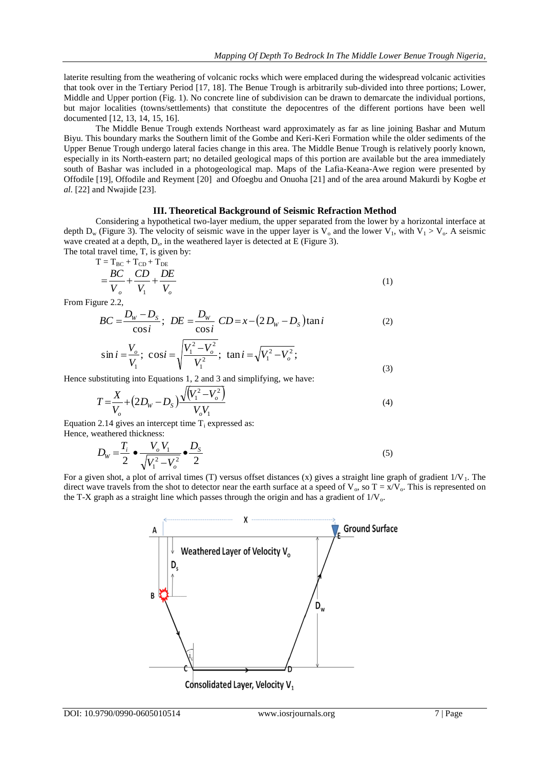laterite resulting from the weathering of volcanic rocks which were emplaced during the widespread volcanic activities that took over in the Tertiary Period [17, 18]. The Benue Trough is arbitrarily sub-divided into three portions; Lower, Middle and Upper portion (Fig. 1). No concrete line of subdivision can be drawn to demarcate the individual portions, but major localities (towns/settlements) that constitute the depocentres of the different portions have been well documented [12, 13, 14, 15, 16].

The Middle Benue Trough extends Northeast ward approximately as far as line joining Bashar and Mutum Biyu. This boundary marks the Southern limit of the Gombe and Keri-Keri Formation while the older sediments of the Upper Benue Trough undergo lateral facies change in this area. The Middle Benue Trough is relatively poorly known, especially in its North-eastern part; no detailed geological maps of this portion are available but the area immediately south of Bashar was included in a photogeological map. Maps of the Lafia-Keana-Awe region were presented by Offodile [19], Offodile and Reyment [20] and Ofoegbu and Onuoha [21] and of the area around Makurdi by Kogbe *et al.* [22] and Nwajide [23].

## III. Theoretical Background of Seismic Refraction Method

Considering a hypothetical two-layer medium, the upper separated from the lower by a horizontal interface at depth $D_w$ (Figure 3). The velocity of seismic wave in the upper layer is $V_o$ and the lower $V_1$, with $V_1 > V_o$. A seismic wave created at a depth, $D_s$, in the weathered layer is detected at E (Figure 3).
The total travel time, T, is given by:

$$T = T_{BC} + T_{CD} + T_{DE}$$

$$= \frac{BC}{V_o} + \frac{CD}{V_1} + \frac{DE}{V_o} \tag{1}$$

From Figure 2.2,

$$BC = \frac{D_W - D_S}{\cos i}; \quad DE = \frac{D_W}{\cos i} \quad CD = x - (2D_W - D_S)\tan i \tag{2}$$

$$\sin i = \frac{V_o}{V_1}; \quad \cos i = \sqrt{\frac{V_1^2 - V_o^2}{V_1^2}}; \quad \tan i = \sqrt{V_1^2 - V_o^2}; \tag{3}$$

Hence substituting into Equations 1, 2 and 3 and simplifying, we have:

$$T = \frac{X}{V_o} + (2D_W - D_S)\frac{\sqrt{(V_1^2 - V_o^2)}}{V_o V_1} \tag{4}$$

Equation 2.14 gives an intercept time $T_i$ expressed as:
Hence, weathered thickness:

$$D_W = \frac{T_i}{2} \bullet \frac{V_o V_1}{\sqrt{V_1^2 - V_o^2}} \bullet \frac{D_S}{2} \tag{5}$$

For a given shot, a plot of arrival times (T) versus offset distances (x) gives a straight line graph of gradient $1/V_1$. The direct wave travels from the shot to detector near the earth surface at a speed of $V_o$, so $T = x/V_o$. This is represented on the T-X graph as a straight line which passes through the origin and has a gradient of $1/V_o$.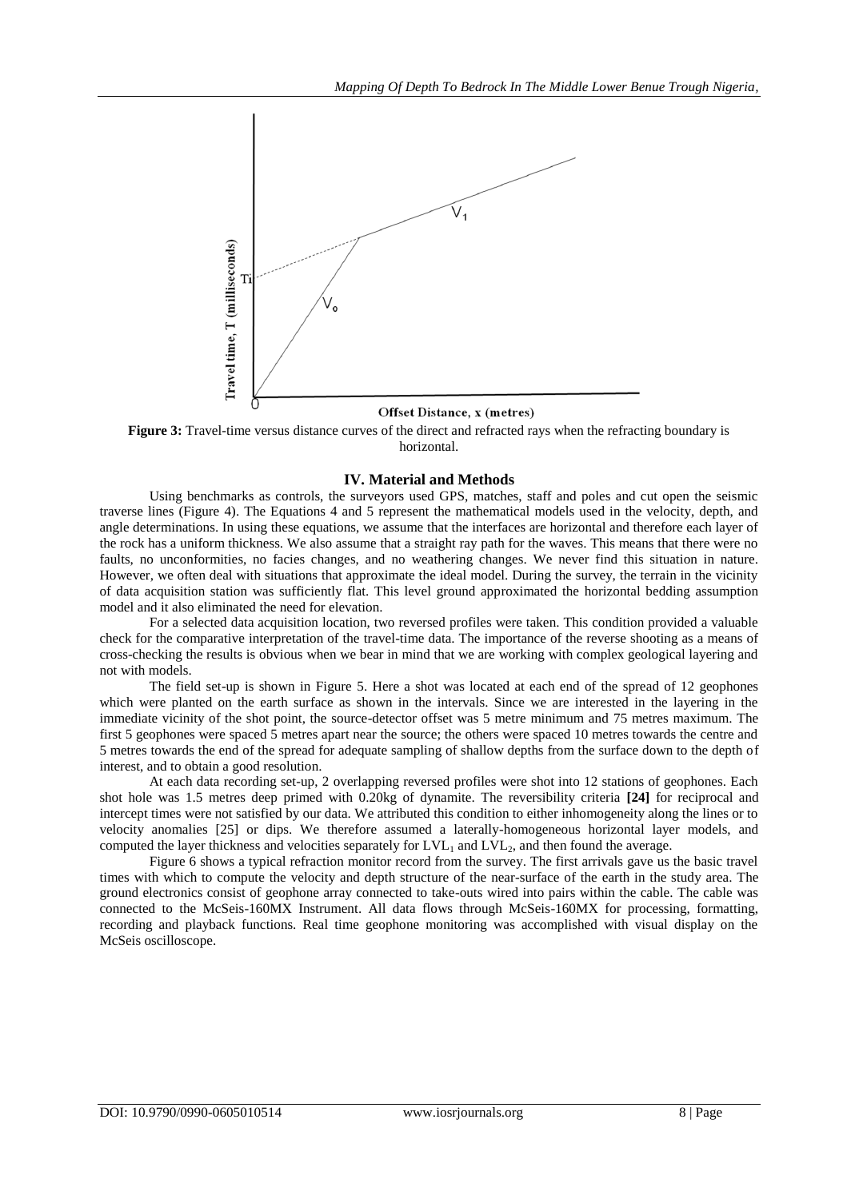**Figure 3:** Travel-time versus distance curves of the direct and refracted rays when the refracting boundary is horizontal.

## IV. Material and Methods

Using benchmarks as controls, the surveyors used GPS, matches, staff and poles and cut open the seismic traverse lines (Figure 4). The Equations 4 and 5 represent the mathematical models used in the velocity, depth, and angle determinations. In using these equations, we assume that the interfaces are horizontal and therefore each layer of the rock has a uniform thickness. We also assume that a straight ray path for the waves. This means that there were no faults, no unconformities, no facies changes, and no weathering changes. We never find this situation in nature. However, we often deal with situations that approximate the ideal model. During the survey, the terrain in the vicinity of data acquisition station was sufficiently flat. This level ground approximated the horizontal bedding assumption model and it also eliminated the need for elevation.

For a selected data acquisition location, two reversed profiles were taken. This condition provided a valuable check for the comparative interpretation of the travel-time data. The importance of the reverse shooting as a means of cross-checking the results is obvious when we bear in mind that we are working with complex geological layering and not with models.

The field set-up is shown in Figure 5. Here a shot was located at each end of the spread of 12 geophones which were planted on the earth surface as shown in the intervals. Since we are interested in the layering in the immediate vicinity of the shot point, the source-detector offset was 5 metre minimum and 75 metres maximum. The first 5 geophones were spaced 5 metres apart near the source; the others were spaced 10 metres towards the centre and 5 metres towards the end of the spread for adequate sampling of shallow depths from the surface down to the depth of interest, and to obtain a good resolution.

At each data recording set-up, 2 overlapping reversed profiles were shot into 12 stations of geophones. Each shot hole was 1.5 metres deep primed with 0.20kg of dynamite. The reversibility criteria **[24]** for reciprocal and intercept times were not satisfied by our data. We attributed this condition to either inhomogeneity along the lines or to velocity anomalies [25] or dips. We therefore assumed a laterally-homogeneous horizontal layer models, and computed the layer thickness and velocities separately for $LVL_1$ and $LVL_2$, and then found the average.

Figure 6 shows a typical refraction monitor record from the survey. The first arrivals gave us the basic travel times with which to compute the velocity and depth structure of the near-surface of the earth in the study area. The ground electronics consist of geophone array connected to take-outs wired into pairs within the cable. The cable was connected to the McSeis-160MX Instrument. All data flows through McSeis-160MX for processing, formatting, recording and playback functions. Real time geophone monitoring was accomplished with visual display on the McSeis oscilloscope.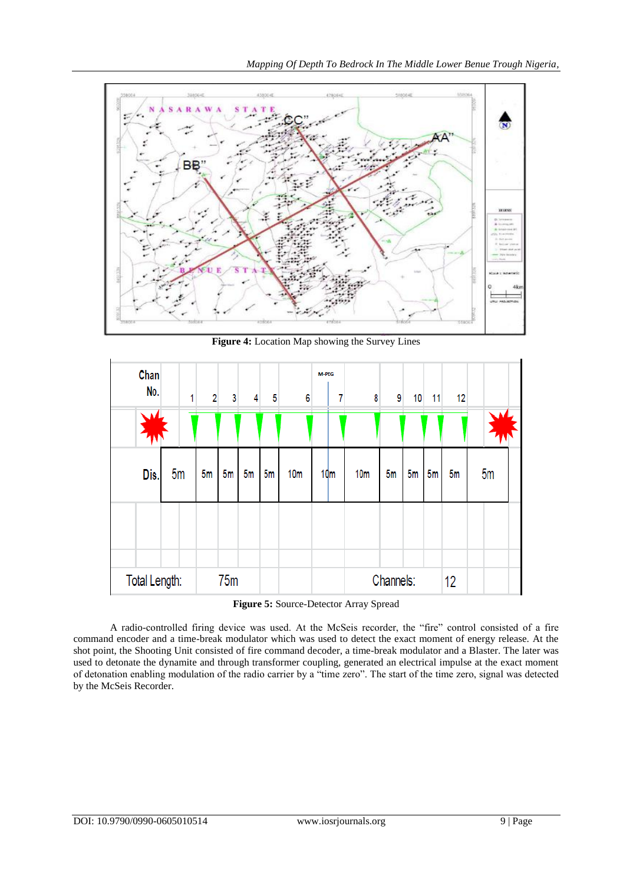**Figure 4:** Location Map showing the Survey Lines

**Figure 5:** Source-Detector Array Spread

A radio-controlled firing device was used. At the McSeis recorder, the "fire" control consisted of a fire command encoder and a time-break modulator which was used to detect the exact moment of energy release. At the shot point, the Shooting Unit consisted of fire command decoder, a time-break modulator and a Blaster. The later was used to detonate the dynamite and through transformer coupling, generated an electrical impulse at the exact moment of detonation enabling modulation of the radio carrier by a "time zero". The start of the time zero, signal was detected by the McSeis Recorder.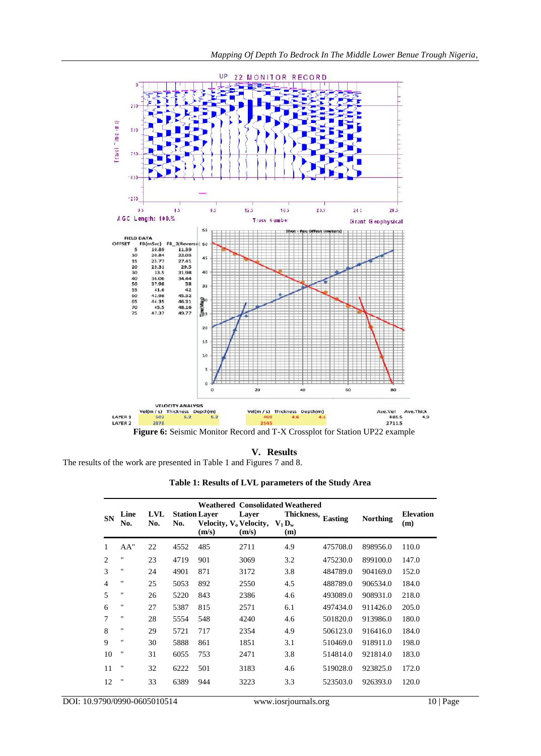**Figure 6:** Seismic Monitor Record and T-X Crossplot for Station UP22 example

## V. Results

The results of the work are presented in Table 1 and Figures 7 and 8.

**Table 1: Results of LVL parameters of the Study Area**

| SN | Line No. | LVL No. | Station No. | Weathered Layer Velocity, $V_o$ (m/s) | Consolidated Layer Velocity, $V_1$ (m/s) | Weathered Thickness, $D_w$ (m) | Easting | Northing | Elevation (m) |
|---|---|---|---|---|---|---|---|---|---|
| 1 | AA" | 22 | 4552 | 485 | 2711 | 4.9 | 475708.0 | 898956.0 | 110.0 |
| 2 | " | 23 | 4719 | 901 | 3069 | 3.2 | 475230.0 | 899100.0 | 147.0 |
| 3 | " | 24 | 4901 | 871 | 3172 | 3.8 | 484789.0 | 904169.0 | 152.0 |
| 4 | " | 25 | 5053 | 892 | 2550 | 4.5 | 488789.0 | 906534.0 | 184.0 |
| 5 | " | 26 | 5220 | 843 | 2386 | 4.6 | 493089.0 | 908931.0 | 218.0 |
| 6 | " | 27 | 5387 | 815 | 2571 | 6.1 | 497434.0 | 911426.0 | 205.0 |
| 7 | " | 28 | 5554 | 548 | 4240 | 4.6 | 501820.0 | 913986.0 | 180.0 |
| 8 | " | 29 | 5721 | 717 | 2354 | 4.9 | 506123.0 | 916416.0 | 184.0 |
| 9 | " | 30 | 5888 | 861 | 1851 | 3.1 | 510469.0 | 918911.0 | 198.0 |
| 10 | " | 31 | 6055 | 753 | 2471 | 3.8 | 514814.0 | 921814.0 | 183.0 |
| 11 | " | 32 | 6222 | 501 | 3183 | 4.6 | 519028.0 | 923825.0 | 172.0 |
| 12 | " | 33 | 6389 | 944 | 3223 | 3.3 | 523503.0 | 926393.0 | 120.0 |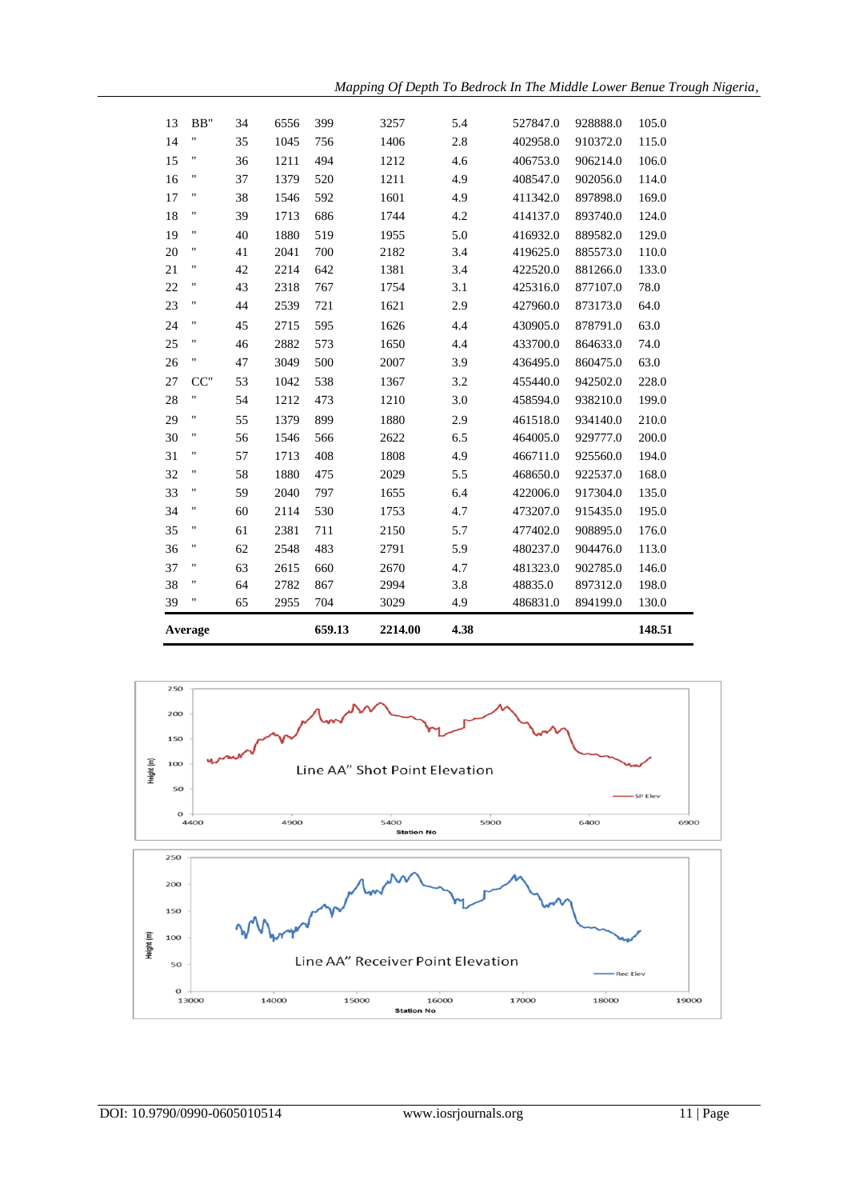| | | | | | | | | | |
|---|---|---|---|---|---|---|---|---|---|
| 13 | BB" | 34 | 6556 | 399 | 3257 | 5.4 | 527847.0 | 928888.0 | 105.0 |
| 14 | " | 35 | 1045 | 756 | 1406 | 2.8 | 402958.0 | 910372.0 | 115.0 |
| 15 | " | 36 | 1211 | 494 | 1212 | 4.6 | 406753.0 | 906214.0 | 106.0 |
| 16 | " | 37 | 1379 | 520 | 1211 | 4.9 | 408547.0 | 902056.0 | 114.0 |
| 17 | " | 38 | 1546 | 592 | 1601 | 4.9 | 411342.0 | 897898.0 | 169.0 |
| 18 | " | 39 | 1713 | 686 | 1744 | 4.2 | 414137.0 | 893740.0 | 124.0 |
| 19 | " | 40 | 1880 | 519 | 1955 | 5.0 | 416932.0 | 889582.0 | 129.0 |
| 20 | " | 41 | 2041 | 700 | 2182 | 3.4 | 419625.0 | 885573.0 | 110.0 |
| 21 | " | 42 | 2214 | 642 | 1381 | 3.4 | 422520.0 | 881266.0 | 133.0 |
| 22 | " | 43 | 2318 | 767 | 1754 | 3.1 | 425316.0 | 877107.0 | 78.0 |
| 23 | " | 44 | 2539 | 721 | 1621 | 2.9 | 427960.0 | 873173.0 | 64.0 |
| 24 | " | 45 | 2715 | 595 | 1626 | 4.4 | 430905.0 | 878791.0 | 63.0 |
| 25 | " | 46 | 2882 | 573 | 1650 | 4.4 | 433700.0 | 864633.0 | 74.0 |
| 26 | " | 47 | 3049 | 500 | 2007 | 3.9 | 436495.0 | 860475.0 | 63.0 |
| 27 | CC" | 53 | 1042 | 538 | 1367 | 3.2 | 455440.0 | 942502.0 | 228.0 |
| 28 | " | 54 | 1212 | 473 | 1210 | 3.0 | 458594.0 | 938210.0 | 199.0 |
| 29 | " | 55 | 1379 | 899 | 1880 | 2.9 | 461518.0 | 934140.0 | 210.0 |
| 30 | " | 56 | 1546 | 566 | 2622 | 6.5 | 464005.0 | 929777.0 | 200.0 |
| 31 | " | 57 | 1713 | 408 | 1808 | 4.9 | 466711.0 | 925560.0 | 194.0 |
| 32 | " | 58 | 1880 | 475 | 2029 | 5.5 | 468650.0 | 922537.0 | 168.0 |
| 33 | " | 59 | 2040 | 797 | 1655 | 6.4 | 422006.0 | 917304.0 | 135.0 |
| 34 | " | 60 | 2114 | 530 | 1753 | 4.7 | 473207.0 | 915435.0 | 195.0 |
| 35 | " | 61 | 2381 | 711 | 2150 | 5.7 | 477402.0 | 908895.0 | 176.0 |
| 36 | " | 62 | 2548 | 483 | 2791 | 5.9 | 480237.0 | 904476.0 | 113.0 |
| 37 | " | 63 | 2615 | 660 | 2670 | 4.7 | 481323.0 | 902785.0 | 146.0 |
| 38 | " | 64 | 2782 | 867 | 2994 | 3.8 | 48835.0 | 897312.0 | 198.0 |
| 39 | " | 65 | 2955 | 704 | 3029 | 4.9 | 486831.0 | 894199.0 | 130.0 |
| **Average** | | | | **659.13** | **2214.00** | **4.38** | | | **148.51** |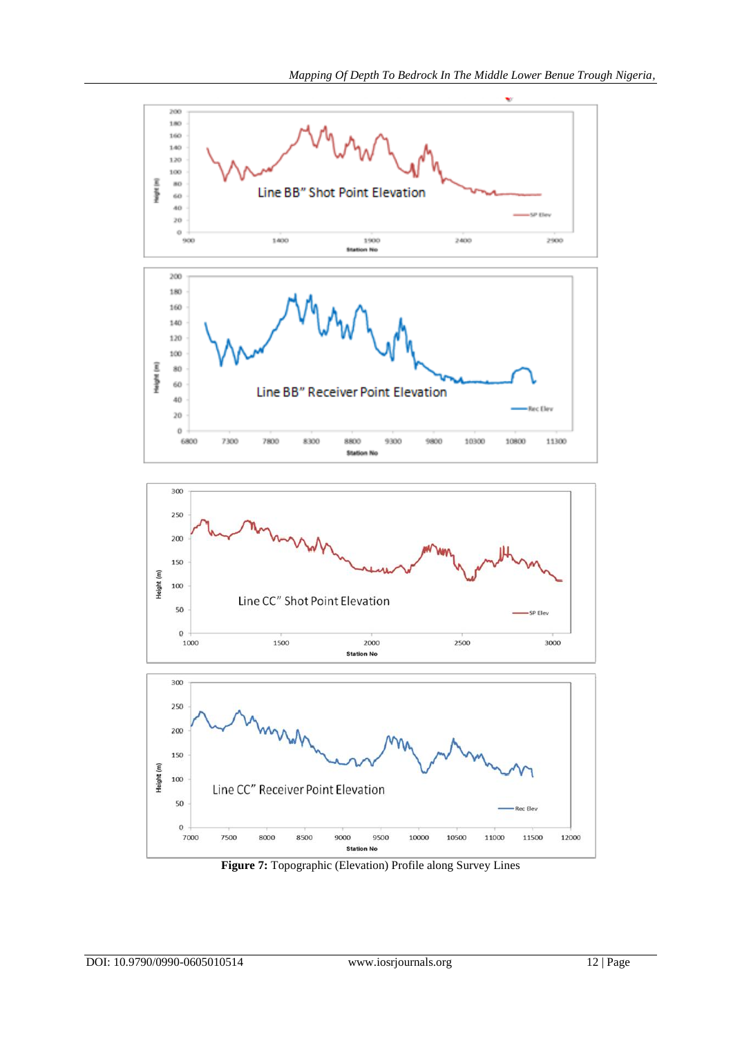**Figure 7:** Topographic (Elevation) Profile along Survey Lines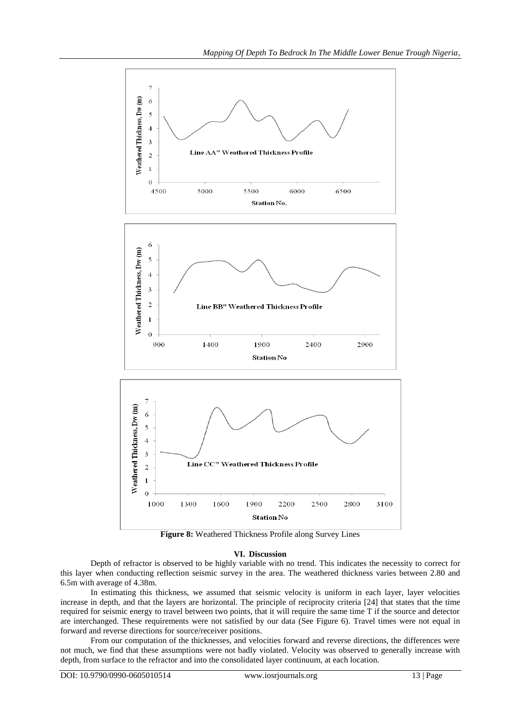**Figure 8:** Weathered Thickness Profile along Survey Lines

## VI. Discussion

Depth of refractor is observed to be highly variable with no trend. This indicates the necessity to correct for this layer when conducting reflection seismic survey in the area. The weathered thickness varies between 2.80 and 6.5m with average of 4.38m.

In estimating this thickness, we assumed that seismic velocity is uniform in each layer, layer velocities increase in depth, and that the layers are horizontal. The principle of reciprocity criteria [24] that states that the time required for seismic energy to travel between two points, that it will require the same time T if the source and detector are interchanged. These requirements were not satisfied by our data (See Figure 6). Travel times were not equal in forward and reverse directions for source/receiver positions.

From our computation of the thicknesses, and velocities forward and reverse directions, the differences were not much, we find that these assumptions were not badly violated. Velocity was observed to generally increase with depth, from surface to the refractor and into the consolidated layer continuum, at each location.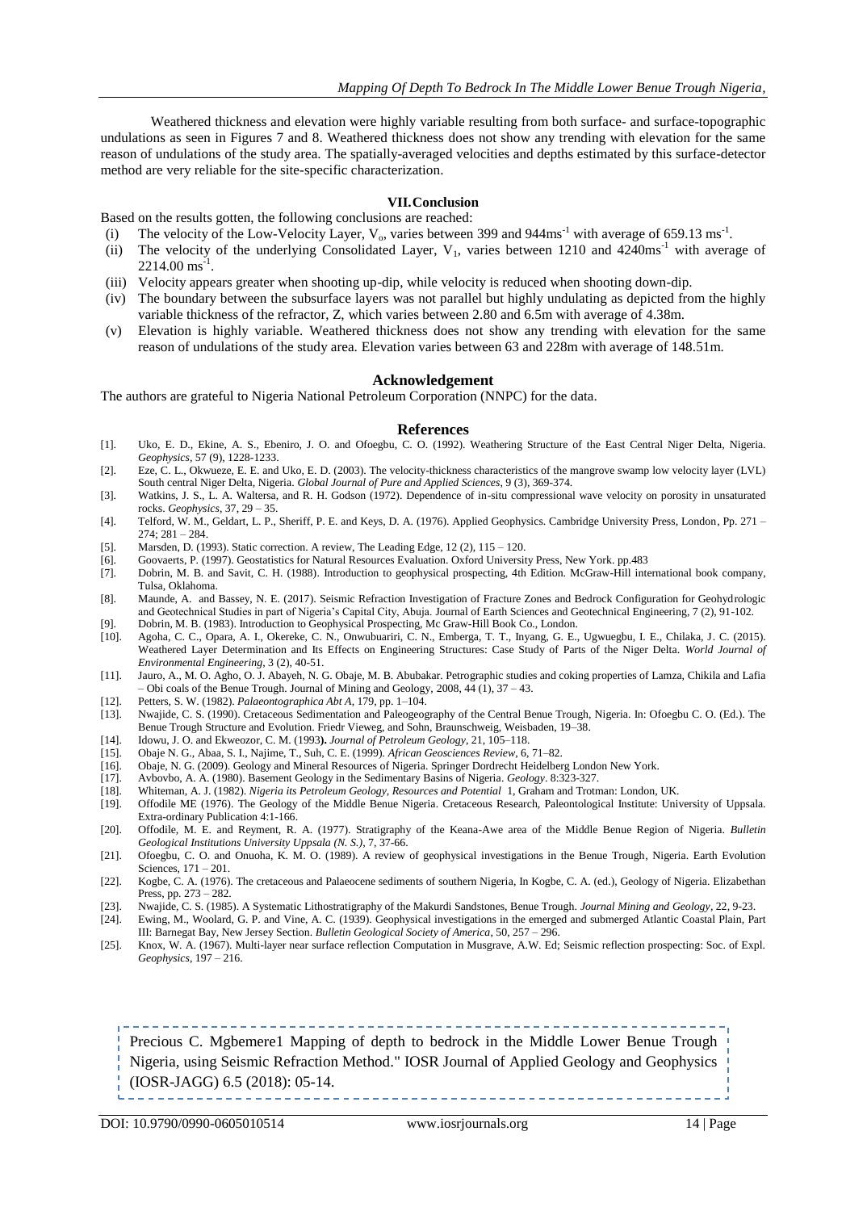Weathered thickness and elevation were highly variable resulting from both surface- and surface-topographic undulations as seen in Figures 7 and 8. Weathered thickness does not show any trending with elevation for the same reason of undulations of the study area. The spatially-averaged velocities and depths estimated by this surface-detector method are very reliable for the site-specific characterization.

## VII. Conclusion

Based on the results gotten, the following conclusions are reached:

(i) The velocity of the Low-Velocity Layer, $V_o$, varies between 399 and 944ms$^{-1}$ with average of 659.13 ms$^{-1}$.

(ii) The velocity of the underlying Consolidated Layer, $V_1$, varies between 1210 and 4240ms$^{-1}$ with average of 2214.00 ms$^{-1}$.

(iii) Velocity appears greater when shooting up-dip, while velocity is reduced when shooting down-dip.

(iv) The boundary between the subsurface layers was not parallel but highly undulating as depicted from the highly variable thickness of the refractor, Z, which varies between 2.80 and 6.5m with average of 4.38m.

(v) Elevation is highly variable. Weathered thickness does not show any trending with elevation for the same reason of undulations of the study area. Elevation varies between 63 and 228m with average of 148.51m.

## Acknowledgement

The authors are grateful to Nigeria National Petroleum Corporation (NNPC) for the data.

## References

[1]. Uko, E. D., Ekine, A. S., Ebeniro, J. O. and Ofoegbu, C. O. (1992). Weathering Structure of the East Central Niger Delta, Nigeria. *Geophysics*, 57 (9), 1228-1233.

[2]. Eze, C. L., Okwueze, E. E. and Uko, E. D. (2003). The velocity-thickness characteristics of the mangrove swamp low velocity layer (LVL) South central Niger Delta, Nigeria. *Global Journal of Pure and Applied Sciences*, 9 (3), 369-374.

[3]. Watkins, J. S., L. A. Waltersa, and R. H. Godson (1972). Dependence of in-situ compressional wave velocity on porosity in unsaturated rocks. *Geophysics*, 37, 29 – 35.

[4]. Telford, W. M., Geldart, L. P., Sheriff, P. E. and Keys, D. A. (1976). Applied Geophysics. Cambridge University Press, London, Pp. 271 – 274; 281 – 284.

[5]. Marsden, D. (1993). Static correction. A review, The Leading Edge, 12 (2), 115 – 120.

[6]. Goovaerts, P. (1997). Geostatistics for Natural Resources Evaluation. Oxford University Press, New York. pp.483

[7]. Dobrin, M. B. and Savit, C. H. (1988). Introduction to geophysical prospecting, 4th Edition. McGraw-Hill international book company, Tulsa, Oklahoma.

[8]. Maunde, A. and Bassey, N. E. (2017). Seismic Refraction Investigation of Fracture Zones and Bedrock Configuration for Geohydrologic and Geotechnical Studies in part of Nigeria's Capital City, Abuja. Journal of Earth Sciences and Geotechnical Engineering, 7 (2), 91-102.

[9]. Dobrin, M. B. (1983). Introduction to Geophysical Prospecting, Mc Graw-Hill Book Co., London.

[10]. Agoha, C. C., Opara, A. I., Okereke, C. N., Onwubuariri, C. N., Emberga, T. T., Inyang, G. E., Ugwuegbu, I. E., Chilaka, J. C. (2015). Weathered Layer Determination and Its Effects on Engineering Structures: Case Study of Parts of the Niger Delta. *World Journal of Environmental Engineering*, 3 (2), 40-51.

[11]. Jauro, A., M. O. Agho, O. J. Abayeh, N. G. Obaje, M. B. Abubakar. Petrographic studies and coking properties of Lamza, Chikila and Lafia – Obi coals of the Benue Trough. Journal of Mining and Geology, 2008, 44 (1), 37 – 43.

[12]. Petters, S. W. (1982). *Palaeontographica Abt A*, 179, pp. 1–104.

[13]. Nwajide, C. S. (1990). Cretaceous Sedimentation and Paleogeography of the Central Benue Trough, Nigeria. In: Ofoegbu C. O. (Ed.). The Benue Trough Structure and Evolution. Friedr Vieweg, and Sohn, Braunschweig, Weisbaden, 19–38.

[14]. Idowu, J. O. and Ekweozor, C. M. (1993**).** *Journal of Petroleum Geology*, 21, 105–118.

[15]. Obaje N. G., Abaa, S. I., Najime, T., Suh, C. E. (1999). *African Geosciences Review*, 6, 71–82.

[16]. Obaje, N. G. (2009). Geology and Mineral Resources of Nigeria. Springer Dordrecht Heidelberg London New York.

[17]. Avbovbo, A. A. (1980). Basement Geology in the Sedimentary Basins of Nigeria. *Geology*. 8:323-327.

[18]. Whiteman, A. J. (1982). *Nigeria its Petroleum Geology, Resources and Potential* 1, Graham and Trotman: London, UK.

[19]. Offodile ME (1976). The Geology of the Middle Benue Nigeria. Cretaceous Research, Paleontological Institute: University of Uppsala. Extra-ordinary Publication 4:1-166.

[20]. Offodile, M. E. and Reyment, R. A. (1977). Stratigraphy of the Keana-Awe area of the Middle Benue Region of Nigeria. *Bulletin Geological Institutions University Uppsala (N. S.)*, 7, 37-66.

[21]. Ofoegbu, C. O. and Onuoha, K. M. O. (1989). A review of geophysical investigations in the Benue Trough, Nigeria. Earth Evolution Sciences, 171 – 201.

[22]. Kogbe, C. A. (1976). The cretaceous and Palaeocene sediments of southern Nigeria, In Kogbe, C. A. (ed.), Geology of Nigeria. Elizabethan Press, pp. 273 – 282.

[23]. Nwajide, C. S. (1985). A Systematic Lithostratigraphy of the Makurdi Sandstones, Benue Trough. *Journal Mining and Geology*, 22, 9-23.

[24]. Ewing, M., Woolard, G. P. and Vine, A. C. (1939). Geophysical investigations in the emerged and submerged Atlantic Coastal Plain, Part III: Barnegat Bay, New Jersey Section. *Bulletin Geological Society of America*, 50, 257 – 296.

[25]. Knox, W. A. (1967). Multi-layer near surface reflection Computation in Musgrave, A.W. Ed; Seismic reflection prospecting: Soc. of Expl. *Geophysics*, 197 – 216.

Precious C. Mgbemere1 Mapping of depth to bedrock in the Middle Lower Benue Trough Nigeria, using Seismic Refraction Method." IOSR Journal of Applied Geology and Geophysics (IOSR-JAGG) 6.5 (2018): 05-14.